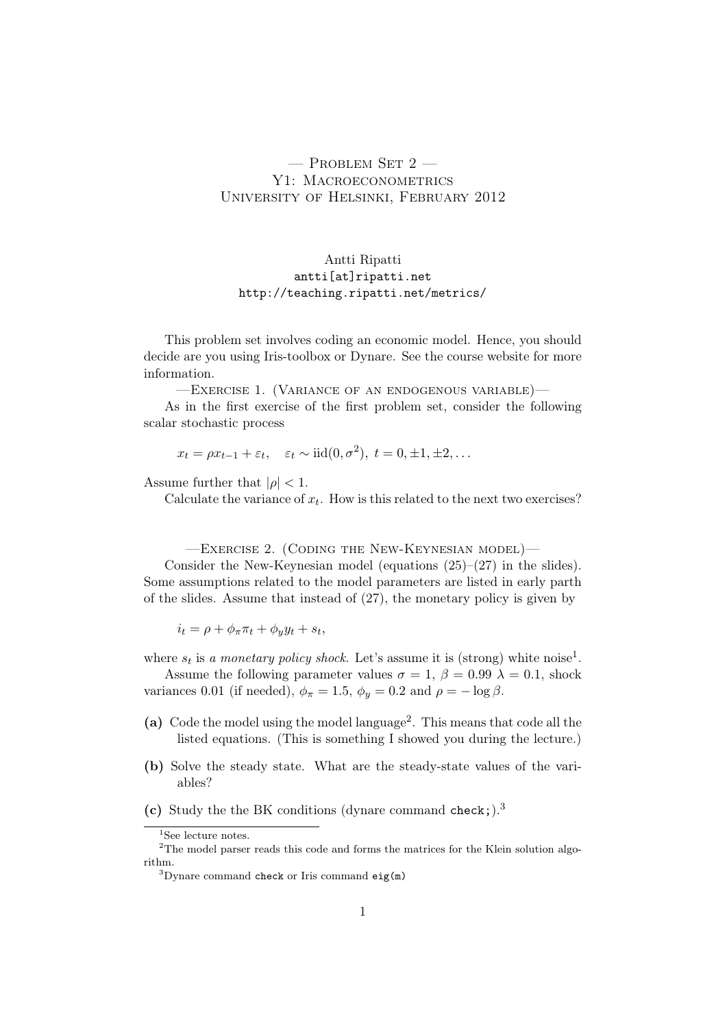# — Problem Set 2 —
## Y1: Macroeconometrics
## University of Helsinki, February 2012

Antti Ripatti
`antti[at]ripatti.net`
`http://teaching.ripatti.net/metrics/`

This problem set involves coding an economic model. Hence, you should decide are you using Iris-toolbox or Dynare. See the course website for more information.

—Exercise 1. (Variance of an endogenous variable)—

As in the first exercise of the first problem set, consider the following scalar stochastic process

$$x_t = \rho x_{t-1} + \varepsilon_t, \quad \varepsilon_t \sim \text{iid}(0, \sigma^2), \; t = 0, \pm 1, \pm 2, \ldots$$

Assume further that $|\rho| < 1$.

Calculate the variance of $x_t$. How is this related to the next two exercises?

—Exercise 2. (Coding the New-Keynesian model)—

Consider the New-Keynesian model (equations (25)–(27) in the slides). Some assumptions related to the model parameters are listed in early parth of the slides. Assume that instead of (27), the monetary policy is given by

$$i_t = \rho + \phi_\pi \pi_t + \phi_y y_t + s_t,$$

where $s_t$ is *a monetary policy shock*. Let's assume it is (strong) white noise[1].

Assume the following parameter values $\sigma = 1$, $\beta = 0.99$ $\lambda = 0.1$, shock variances 0.01 (if needed), $\phi_\pi = 1.5$, $\phi_y = 0.2$ and $\rho = -\log \beta$.

**(a)** Code the model using the model language[2]. This means that code all the listed equations. (This is something I showed you during the lecture.)

**(b)** Solve the steady state. What are the steady-state values of the variables?

**(c)** Study the the BK conditions (dynare command `check;`).[3]

---

[1] See lecture notes.

[2] The model parser reads this code and forms the matrices for the Klein solution algorithm.

[3] Dynare command `check` or Iris command `eig(m)`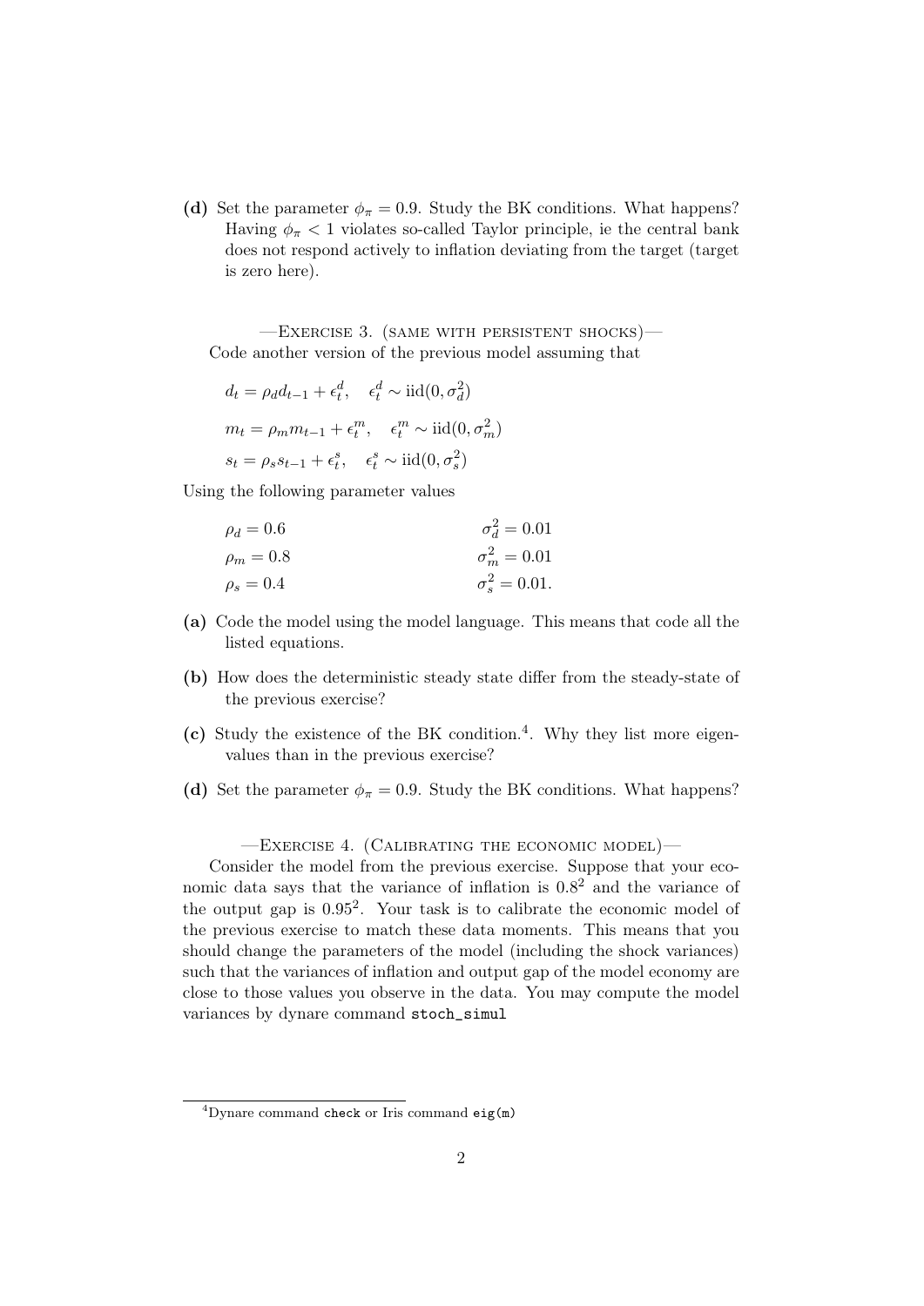**(d)** Set the parameter $\phi_\pi = 0.9$. Study the BK conditions. What happens? Having $\phi_\pi < 1$ violates so-called Taylor principle, ie the central bank does not respond actively to inflation deviating from the target (target is zero here).

—Exercise 3. (same with persistent shocks)—

Code another version of the previous model assuming that

$$d_t = \rho_d d_{t-1} + \epsilon_t^d, \quad \epsilon_t^d \sim \text{iid}(0, \sigma_d^2)$$

$$m_t = \rho_m m_{t-1} + \epsilon_t^m, \quad \epsilon_t^m \sim \text{iid}(0, \sigma_m^2)$$

$$s_t = \rho_s s_{t-1} + \epsilon_t^s, \quad \epsilon_t^s \sim \text{iid}(0, \sigma_s^2)$$

Using the following parameter values

| | |
|---|---|
| $\rho_d = 0.6$ | $\sigma_d^2 = 0.01$ |
| $\rho_m = 0.8$ | $\sigma_m^2 = 0.01$ |
| $\rho_s = 0.4$ | $\sigma_s^2 = 0.01.$ |

**(a)** Code the model using the model language. This means that code all the listed equations.

**(b)** How does the deterministic steady state differ from the steady-state of the previous exercise?

**(c)** Study the existence of the BK condition.[4]. Why they list more eigenvalues than in the previous exercise?

**(d)** Set the parameter $\phi_\pi = 0.9$. Study the BK conditions. What happens?

—Exercise 4. (Calibrating the economic model)—

Consider the model from the previous exercise. Suppose that your economic data says that the variance of inflation is $0.8^2$ and the variance of the output gap is $0.95^2$. Your task is to calibrate the economic model of the previous exercise to match these data moments. This means that you should change the parameters of the model (including the shock variances) such that the variances of inflation and output gap of the model economy are close to those values you observe in the data. You may compute the model variances by dynare command `stoch_simul`

[4] Dynare command `check` or Iris command `eig(m)`